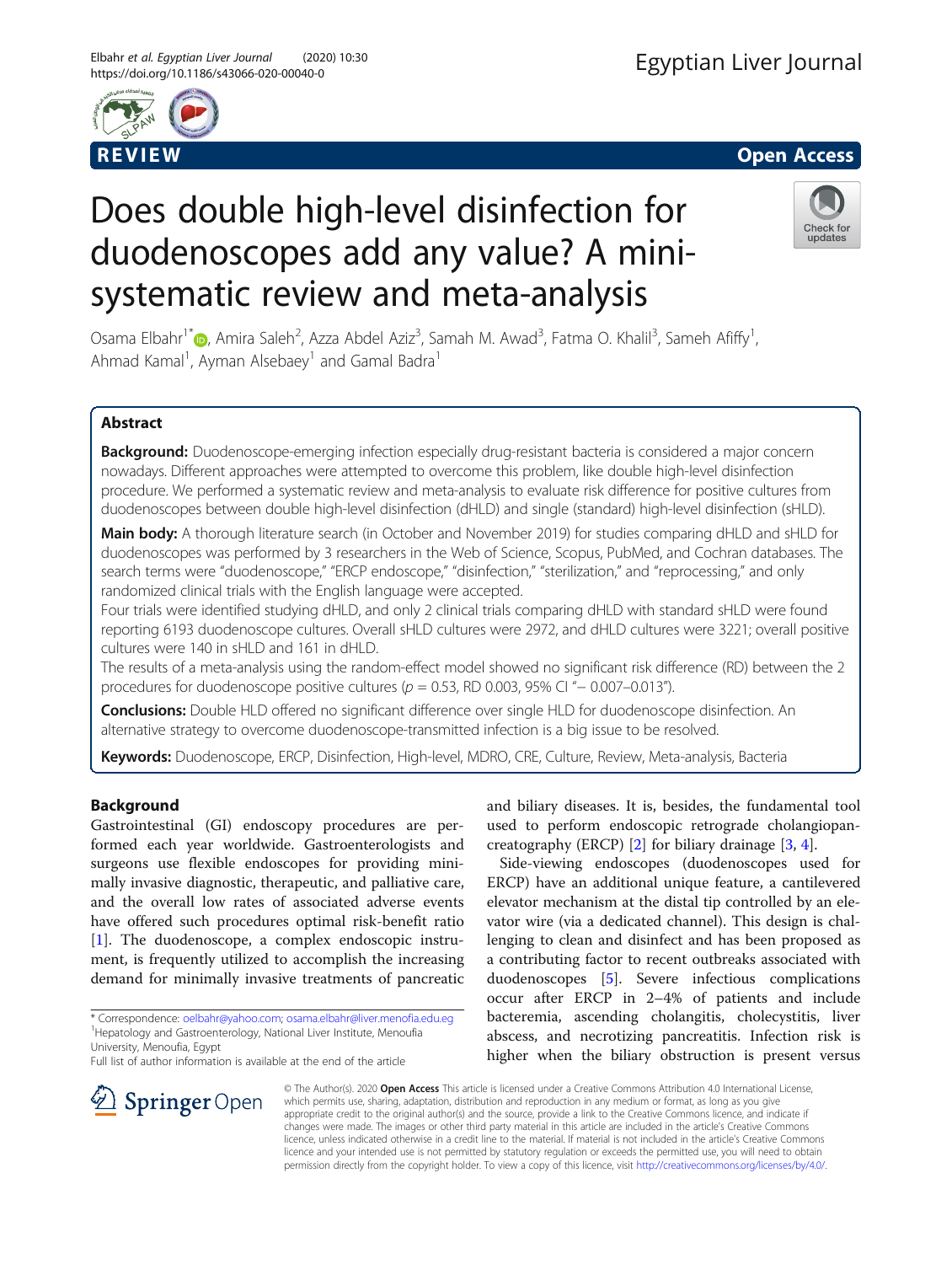REVIEW

Open Access

# Does double high-level disinfection for duodenoscopes add any value? A mini-systematic review and meta-analysis

Osama Elbahr[1*], Amira Saleh[2], Azza Abdel Aziz[3], Samah M. Awad[3], Fatma O. Khalil[3], Sameh Afiffy[1], Ahmad Kamal[1], Ayman Alsebaey[1] and Gamal Badra[1]

## Abstract

**Background:** Duodenoscope-emerging infection especially drug-resistant bacteria is considered a major concern nowadays. Different approaches were attempted to overcome this problem, like double high-level disinfection procedure. We performed a systematic review and meta-analysis to evaluate risk difference for positive cultures from duodenoscopes between double high-level disinfection (dHLD) and single (standard) high-level disinfection (sHLD).

**Main body:** A thorough literature search (in October and November 2019) for studies comparing dHLD and sHLD for duodenoscopes was performed by 3 researchers in the Web of Science, Scopus, PubMed, and Cochran databases. The search terms were "duodenoscope," "ERCP endoscope," "disinfection," "sterilization," and "reprocessing," and only randomized clinical trials with the English language were accepted.

Four trials were identified studying dHLD, and only 2 clinical trials comparing dHLD with standard sHLD were found reporting 6193 duodenoscope cultures. Overall sHLD cultures were 2972, and dHLD cultures were 3221; overall positive cultures were 140 in sHLD and 161 in dHLD.

The results of a meta-analysis using the random-effect model showed no significant risk difference (RD) between the 2 procedures for duodenoscope positive cultures ($p = 0.53$, RD 0.003, 95% CI "− 0.007–0.013").

**Conclusions:** Double HLD offered no significant difference over single HLD for duodenoscope disinfection. An alternative strategy to overcome duodenoscope-transmitted infection is a big issue to be resolved.

**Keywords:** Duodenoscope, ERCP, Disinfection, High-level, MDRO, CRE, Culture, Review, Meta-analysis, Bacteria

## Background

Gastrointestinal (GI) endoscopy procedures are performed each year worldwide. Gastroenterologists and surgeons use flexible endoscopes for providing minimally invasive diagnostic, therapeutic, and palliative care, and the overall low rates of associated adverse events have offered such procedures optimal risk-benefit ratio [1]. The duodenoscope, a complex endoscopic instrument, is frequently utilized to accomplish the increasing demand for minimally invasive treatments of pancreatic and biliary diseases. It is, besides, the fundamental tool used to perform endoscopic retrograde cholangiopancreatography (ERCP) [2] for biliary drainage [3, 4].

Side-viewing endoscopes (duodenoscopes used for ERCP) have an additional unique feature, a cantilevered elevator mechanism at the distal tip controlled by an elevator wire (via a dedicated channel). This design is challenging to clean and disinfect and has been proposed as a contributing factor to recent outbreaks associated with duodenoscopes [5]. Severe infectious complications occur after ERCP in 2–4% of patients and include bacteremia, ascending cholangitis, cholecystitis, liver abscess, and necrotizing pancreatitis. Infection risk is higher when the biliary obstruction is present versus

* Correspondence: oelbahr@yahoo.com; osama.elbahr@liver.menofia.edu.eg
[1]Hepatology and Gastroenterology, National Liver Institute, Menoufia University, Menoufia, Egypt
Full list of author information is available at the end of the article

© The Author(s). 2020 **Open Access** This article is licensed under a Creative Commons Attribution 4.0 International License, which permits use, sharing, adaptation, distribution and reproduction in any medium or format, as long as you give appropriate credit to the original author(s) and the source, provide a link to the Creative Commons licence, and indicate if changes were made. The images or other third party material in this article are included in the article's Creative Commons licence, unless indicated otherwise in a credit line to the material. If material is not included in the article's Creative Commons licence and your intended use is not permitted by statutory regulation or exceeds the permitted use, you will need to obtain permission directly from the copyright holder. To view a copy of this licence, visit http://creativecommons.org/licenses/by/4.0/.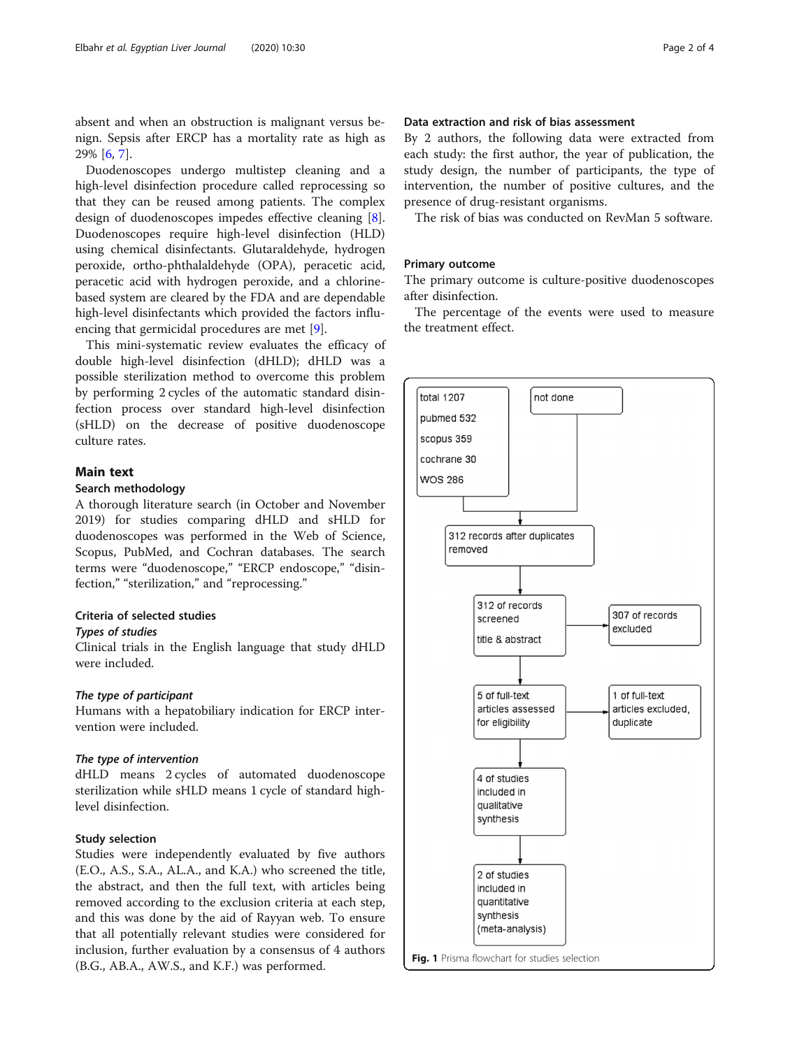absent and when an obstruction is malignant versus benign. Sepsis after ERCP has a mortality rate as high as 29% [6, 7].

Duodenoscopes undergo multistep cleaning and a high-level disinfection procedure called reprocessing so that they can be reused among patients. The complex design of duodenoscopes impedes effective cleaning [8]. Duodenoscopes require high-level disinfection (HLD) using chemical disinfectants. Glutaraldehyde, hydrogen peroxide, ortho-phthalaldehyde (OPA), peracetic acid, peracetic acid with hydrogen peroxide, and a chlorine-based system are cleared by the FDA and are dependable high-level disinfectants which provided the factors influencing that germicidal procedures are met [9].

This mini-systematic review evaluates the efficacy of double high-level disinfection (dHLD); dHLD was a possible sterilization method to overcome this problem by performing 2 cycles of the automatic standard disinfection process over standard high-level disinfection (sHLD) on the decrease of positive duodenoscope culture rates.

## Main text

### Search methodology

A thorough literature search (in October and November 2019) for studies comparing dHLD and sHLD for duodenoscopes was performed in the Web of Science, Scopus, PubMed, and Cochran databases. The search terms were "duodenoscope," "ERCP endoscope," "disinfection," "sterilization," and "reprocessing."

### Criteria of selected studies

#### *Types of studies*

Clinical trials in the English language that study dHLD were included.

#### *The type of participant*

Humans with a hepatobiliary indication for ERCP intervention were included.

#### *The type of intervention*

dHLD means 2 cycles of automated duodenoscope sterilization while sHLD means 1 cycle of standard high-level disinfection.

### Study selection

Studies were independently evaluated by five authors (E.O., A.S., S.A., AL.A., and K.A.) who screened the title, the abstract, and then the full text, with articles being removed according to the exclusion criteria at each step, and this was done by the aid of Rayyan web. To ensure that all potentially relevant studies were considered for inclusion, further evaluation by a consensus of 4 authors (B.G., AB.A., AW.S., and K.F.) was performed.

### Data extraction and risk of bias assessment

By 2 authors, the following data were extracted from each study: the first author, the year of publication, the study design, the number of participants, the type of intervention, the number of positive cultures, and the presence of drug-resistant organisms.

The risk of bias was conducted on RevMan 5 software.

### Primary outcome

The primary outcome is culture-positive duodenoscopes after disinfection.

The percentage of the events were used to measure the treatment effect.

total 1207
pubmed 532
scopus 359
cochrane 30
WOS 286

not done

312 records after duplicates removed

312 of records screened

title & abstract

307 of records excluded

5 of full-text articles assessed for eligibility

1 of full-text articles excluded, duplicate

4 of studies included in qualitative synthesis

2 of studies included in quantitative synthesis (meta-analysis)

**Fig. 1** Prisma flowchart for studies selection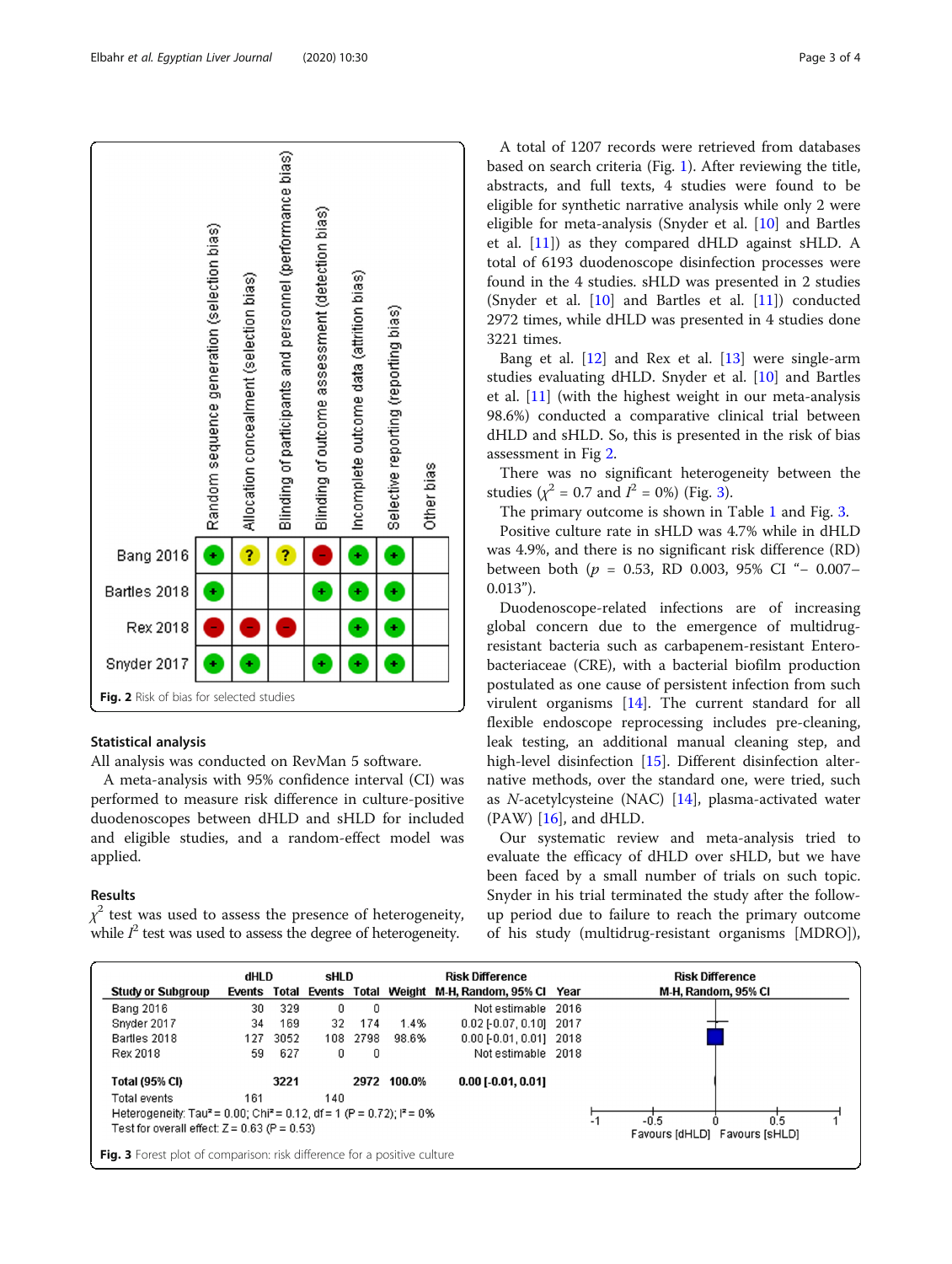Random sequence generation (selection bias)
Allocation concealment (selection bias)
Blinding of participants and personnel (performance bias)
Blinding of outcome assessment (detection bias)
Incomplete outcome data (attrition bias)
Selective reporting (reporting bias)
Other bias

Bang 2016
Bartles 2018
Rex 2018
Snyder 2017

**Fig. 2** Risk of bias for selected studies

### Statistical analysis

All analysis was conducted on RevMan 5 software.

A meta-analysis with 95% confidence interval (CI) was performed to measure risk difference in culture-positive duodenoscopes between dHLD and sHLD for included and eligible studies, and a random-effect model was applied.

### Results

$\chi^2$ test was used to assess the presence of heterogeneity, while $I^2$ test was used to assess the degree of heterogeneity.

A total of 1207 records were retrieved from databases based on search criteria (Fig. 1). After reviewing the title, abstracts, and full texts, 4 studies were found to be eligible for synthetic narrative analysis while only 2 were eligible for meta-analysis (Snyder et al. [10] and Bartles et al. [11]) as they compared dHLD against sHLD. A total of 6193 duodenoscope disinfection processes were found in the 4 studies. sHLD was presented in 2 studies (Snyder et al. [10] and Bartles et al. [11]) conducted 2972 times, while dHLD was presented in 4 studies done 3221 times.

Bang et al. [12] and Rex et al. [13] were single-arm studies evaluating dHLD. Snyder et al. [10] and Bartles et al. [11] (with the highest weight in our meta-analysis 98.6%) conducted a comparative clinical trial between dHLD and sHLD. So, this is presented in the risk of bias assessment in Fig 2.

There was no significant heterogeneity between the studies ($\chi^2$ = 0.7 and $I^2$ = 0%) (Fig. 3).

The primary outcome is shown in Table 1 and Fig. 3.

Positive culture rate in sHLD was 4.7% while in dHLD was 4.9%, and there is no significant risk difference (RD) between both ($p$ = 0.53, RD 0.003, 95% CI "− 0.007–0.013").

Duodenoscope-related infections are of increasing global concern due to the emergence of multidrug-resistant bacteria such as carbapenem-resistant Enterobacteriaceae (CRE), with a bacterial biofilm production postulated as one cause of persistent infection from such virulent organisms [14]. The current standard for all flexible endoscope reprocessing includes pre-cleaning, leak testing, an additional manual cleaning step, and high-level disinfection [15]. Different disinfection alternative methods, over the standard one, were tried, such as *N*-acetylcysteine (NAC) [14], plasma-activated water (PAW) [16], and dHLD.

Our systematic review and meta-analysis tried to evaluate the efficacy of dHLD over sHLD, but we have been faced by a small number of trials on such topic. Snyder in his trial terminated the study after the follow-up period due to failure to reach the primary outcome of his study (multidrug-resistant organisms [MDRO]),

| Study or Subgroup | dHLD Events | dHLD Total | sHLD Events | sHLD Total | Weight | Risk Difference M-H, Random, 95% CI | Year |
|---|---|---|---|---|---|---|---|
| Bang 2016 | 30 | 329 | 0 | 0 | | Not estimable | 2016 |
| Snyder 2017 | 34 | 169 | 32 | 174 | 1.4% | 0.02 [-0.07, 0.10] | 2017 |
| Bartles 2018 | 127 | 3052 | 108 | 2798 | 98.6% | 0.00 [-0.01, 0.01] | 2018 |
| Rex 2018 | 59 | 627 | 0 | 0 | | Not estimable | 2018 |
| **Total (95% CI)** | | **3221** | | **2972** | **100.0%** | **0.00 [-0.01, 0.01]** | |
| Total events | 161 | | 140 | | | | |

Heterogeneity: Tau² = 0.00; Chi² = 0.12, df = 1 (P = 0.72); I² = 0%
Test for overall effect: Z = 0.63 (P = 0.53)

Risk Difference
M-H, Random, 95% CI
-1 -0.5 0 0.5 1
Favours [dHLD] Favours [sHLD]

**Fig. 3** Forest plot of comparison: risk difference for a positive culture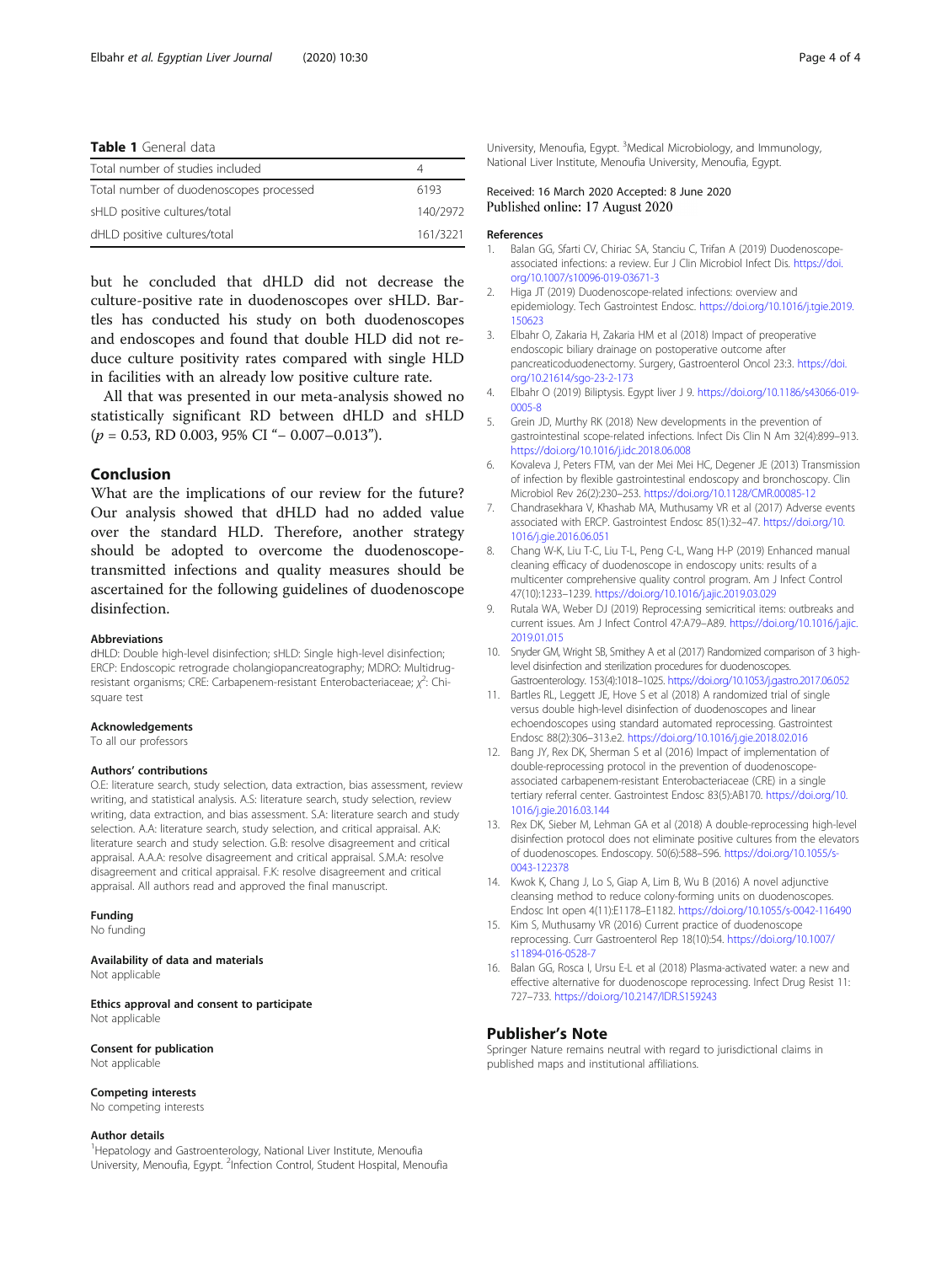**Table 1** General data

| | |
|---|---|
| Total number of studies included | 4 |
| Total number of duodenoscopes processed | 6193 |
| sHLD positive cultures/total | 140/2972 |
| dHLD positive cultures/total | 161/3221 |

but he concluded that dHLD did not decrease the culture-positive rate in duodenoscopes over sHLD. Bartles has conducted his study on both duodenoscopes and endoscopes and found that double HLD did not reduce culture positivity rates compared with single HLD in facilities with an already low positive culture rate.

All that was presented in our meta-analysis showed no statistically significant RD between dHLD and sHLD ($p = 0.53$, RD 0.003, 95% CI "– 0.007–0.013").

## Conclusion

What are the implications of our review for the future? Our analysis showed that dHLD had no added value over the standard HLD. Therefore, another strategy should be adopted to overcome the duodenoscope-transmitted infections and quality measures should be ascertained for the following guidelines of duodenoscope disinfection.

### Abbreviations

dHLD: Double high-level disinfection; sHLD: Single high-level disinfection; ERCP: Endoscopic retrograde cholangiopancreatography; MDRO: Multidrug-resistant organisms; CRE: Carbapenem-resistant Enterobacteriaceae; $\chi^2$: Chi-square test

### Acknowledgements

To all our professors

### Authors' contributions

O.E: literature search, study selection, data extraction, bias assessment, review writing, and statistical analysis. A.S: literature search, study selection, review writing, data extraction, and bias assessment. S.A: literature search and study selection. A.A: literature search, study selection, and critical appraisal. A.K: literature search and study selection. G.B: resolve disagreement and critical appraisal. A.A.A: resolve disagreement and critical appraisal. S.M.A: resolve disagreement and critical appraisal. F.K: resolve disagreement and critical appraisal. All authors read and approved the final manuscript.

### Funding

No funding

### Availability of data and materials

Not applicable

### Ethics approval and consent to participate

Not applicable

### Consent for publication

Not applicable

### Competing interests

No competing interests

### Author details

[1]Hepatology and Gastroenterology, National Liver Institute, Menoufia University, Menoufia, Egypt. [2]Infection Control, Student Hospital, Menoufia University, Menoufia, Egypt. [3]Medical Microbiology, and Immunology, National Liver Institute, Menoufia University, Menoufia, Egypt.

Received: 16 March 2020 Accepted: 8 June 2020
Published online: 17 August 2020

### References

1. Balan GG, Sfarti CV, Chiriac SA, Stanciu C, Trifan A (2019) Duodenoscope-associated infections: a review. Eur J Clin Microbiol Infect Dis. https://doi.org/10.1007/s10096-019-03671-3
2. Higa JT (2019) Duodenoscope-related infections: overview and epidemiology. Tech Gastrointest Endosc. https://doi.org/10.1016/j.tgie.2019.150623
3. Elbahr O, Zakaria H, Zakaria HM et al (2018) Impact of preoperative endoscopic biliary drainage on postoperative outcome after pancreaticoduodenectomy. Surgery, Gastroenterol Oncol 23:3. https://doi.org/10.21614/sgo-23-2-173
4. Elbahr O (2019) Biliptysis. Egypt liver J 9. https://doi.org/10.1186/s43066-019-0005-8
5. Grein JD, Murthy RK (2018) New developments in the prevention of gastrointestinal scope-related infections. Infect Dis Clin N Am 32(4):899–913. https://doi.org/10.1016/j.idc.2018.06.008
6. Kovaleva J, Peters FTM, van der Mei Mei HC, Degener JE (2013) Transmission of infection by flexible gastrointestinal endoscopy and bronchoscopy. Clin Microbiol Rev 26(2):230–253. https://doi.org/10.1128/CMR.00085-12
7. Chandrasekhara V, Khashab MA, Muthusamy VR et al (2017) Adverse events associated with ERCP. Gastrointest Endosc 85(1):32–47. https://doi.org/10.1016/j.gie.2016.06.051
8. Chang W-K, Liu T-C, Liu T-L, Peng C-L, Wang H-P (2019) Enhanced manual cleaning efficacy of duodenoscope in endoscopy units: results of a multicenter comprehensive quality control program. Am J Infect Control 47(10):1233–1239. https://doi.org/10.1016/j.ajic.2019.03.029
9. Rutala WA, Weber DJ (2019) Reprocessing semicritical items: outbreaks and current issues. Am J Infect Control 47:A79–A89. https://doi.org/10.1016/j.ajic.2019.01.015
10. Snyder GM, Wright SB, Smithey A et al (2017) Randomized comparison of 3 high-level disinfection and sterilization procedures for duodenoscopes. Gastroenterology. 153(4):1018–1025. https://doi.org/10.1053/j.gastro.2017.06.052
11. Bartles RL, Leggett JE, Hove S et al (2018) A randomized trial of single versus double high-level disinfection of duodenoscopes and linear echoendoscopes using standard automated reprocessing. Gastrointest Endosc 88(2):306–313.e2. https://doi.org/10.1016/j.gie.2018.02.016
12. Bang JY, Rex DK, Sherman S et al (2016) Impact of implementation of double-reprocessing protocol in the prevention of duodenoscope-associated carbapenem-resistant Enterobacteriaceae (CRE) in a single tertiary referral center. Gastrointest Endosc 83(5):AB170. https://doi.org/10.1016/j.gie.2016.03.144
13. Rex DK, Sieber M, Lehman GA et al (2018) A double-reprocessing high-level disinfection protocol does not eliminate positive cultures from the elevators of duodenoscopes. Endoscopy. 50(6):588–596. https://doi.org/10.1055/s-0043-122378
14. Kwok K, Chang J, Lo S, Giap A, Lim B, Wu B (2016) A novel adjunctive cleansing method to reduce colony-forming units on duodenoscopes. Endosc Int open 4(11):E1178–E1182. https://doi.org/10.1055/s-0042-116490
15. Kim S, Muthusamy VR (2016) Current practice of duodenoscope reprocessing. Curr Gastroenterol Rep 18(10):54. https://doi.org/10.1007/s11894-016-0528-7
16. Balan GG, Rosca I, Ursu E-L et al (2018) Plasma-activated water: a new and effective alternative for duodenoscope reprocessing. Infect Drug Resist 11:727–733. https://doi.org/10.2147/IDR.S159243

## Publisher's Note

Springer Nature remains neutral with regard to jurisdictional claims in published maps and institutional affiliations.